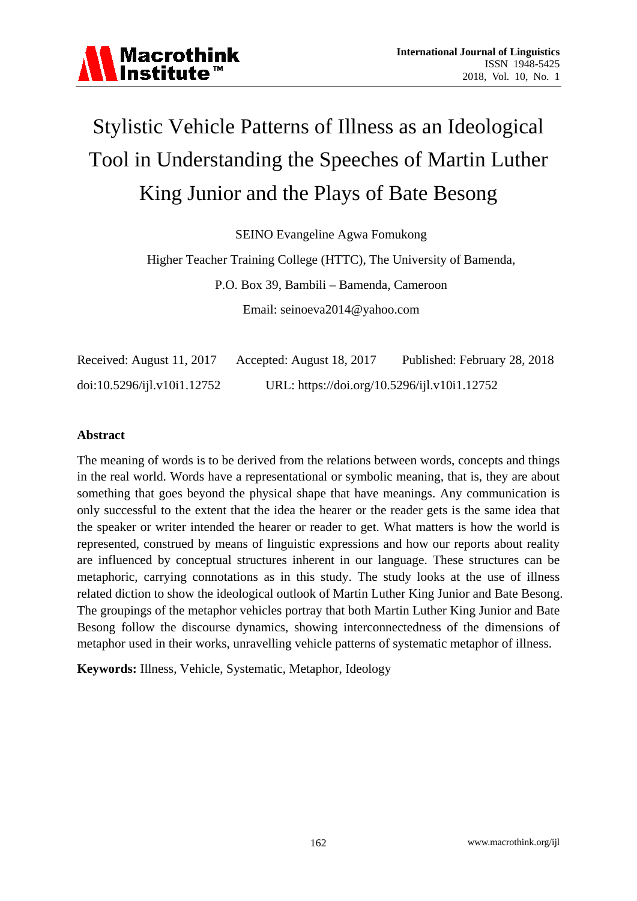# Stylistic Vehicle Patterns of Illness as an Ideological Tool in Understanding the Speeches of Martin Luther King Junior and the Plays of Bate Besong

SEINO Evangeline Agwa Fomukong

Higher Teacher Training College (HTTC), The University of Bamenda,

P.O. Box 39, Bambili – Bamenda, Cameroon

Email: seinoeva2014@yahoo.com

Received: August 11, 2017 Accepted: August 18, 2017 Published: February 28, 2018

doi:10.5296/ijl.v10i1.12752 URL: https://doi.org/10.5296/ijl.v10i1.12752

## Abstract

The meaning of words is to be derived from the relations between words, concepts and things in the real world. Words have a representational or symbolic meaning, that is, they are about something that goes beyond the physical shape that have meanings. Any communication is only successful to the extent that the idea the hearer or the reader gets is the same idea that the speaker or writer intended the hearer or reader to get. What matters is how the world is represented, construed by means of linguistic expressions and how our reports about reality are influenced by conceptual structures inherent in our language. These structures can be metaphoric, carrying connotations as in this study. The study looks at the use of illness related diction to show the ideological outlook of Martin Luther King Junior and Bate Besong. The groupings of the metaphor vehicles portray that both Martin Luther King Junior and Bate Besong follow the discourse dynamics, showing interconnectedness of the dimensions of metaphor used in their works, unravelling vehicle patterns of systematic metaphor of illness.

**Keywords:** Illness, Vehicle, Systematic, Metaphor, Ideology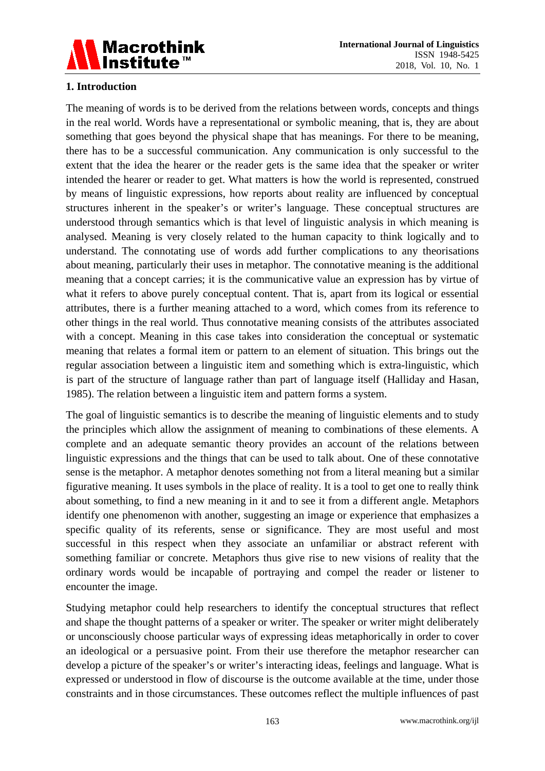## 1. Introduction

The meaning of words is to be derived from the relations between words, concepts and things in the real world. Words have a representational or symbolic meaning, that is, they are about something that goes beyond the physical shape that has meanings. For there to be meaning, there has to be a successful communication. Any communication is only successful to the extent that the idea the hearer or the reader gets is the same idea that the speaker or writer intended the hearer or reader to get. What matters is how the world is represented, construed by means of linguistic expressions, how reports about reality are influenced by conceptual structures inherent in the speaker's or writer's language. These conceptual structures are understood through semantics which is that level of linguistic analysis in which meaning is analysed. Meaning is very closely related to the human capacity to think logically and to understand. The connotating use of words add further complications to any theorisations about meaning, particularly their uses in metaphor. The connotative meaning is the additional meaning that a concept carries; it is the communicative value an expression has by virtue of what it refers to above purely conceptual content. That is, apart from its logical or essential attributes, there is a further meaning attached to a word, which comes from its reference to other things in the real world. Thus connotative meaning consists of the attributes associated with a concept. Meaning in this case takes into consideration the conceptual or systematic meaning that relates a formal item or pattern to an element of situation. This brings out the regular association between a linguistic item and something which is extra-linguistic, which is part of the structure of language rather than part of language itself (Halliday and Hasan, 1985). The relation between a linguistic item and pattern forms a system.

The goal of linguistic semantics is to describe the meaning of linguistic elements and to study the principles which allow the assignment of meaning to combinations of these elements. A complete and an adequate semantic theory provides an account of the relations between linguistic expressions and the things that can be used to talk about. One of these connotative sense is the metaphor. A metaphor denotes something not from a literal meaning but a similar figurative meaning. It uses symbols in the place of reality. It is a tool to get one to really think about something, to find a new meaning in it and to see it from a different angle. Metaphors identify one phenomenon with another, suggesting an image or experience that emphasizes a specific quality of its referents, sense or significance. They are most useful and most successful in this respect when they associate an unfamiliar or abstract referent with something familiar or concrete. Metaphors thus give rise to new visions of reality that the ordinary words would be incapable of portraying and compel the reader or listener to encounter the image.

Studying metaphor could help researchers to identify the conceptual structures that reflect and shape the thought patterns of a speaker or writer. The speaker or writer might deliberately or unconsciously choose particular ways of expressing ideas metaphorically in order to cover an ideological or a persuasive point. From their use therefore the metaphor researcher can develop a picture of the speaker's or writer's interacting ideas, feelings and language. What is expressed or understood in flow of discourse is the outcome available at the time, under those constraints and in those circumstances. These outcomes reflect the multiple influences of past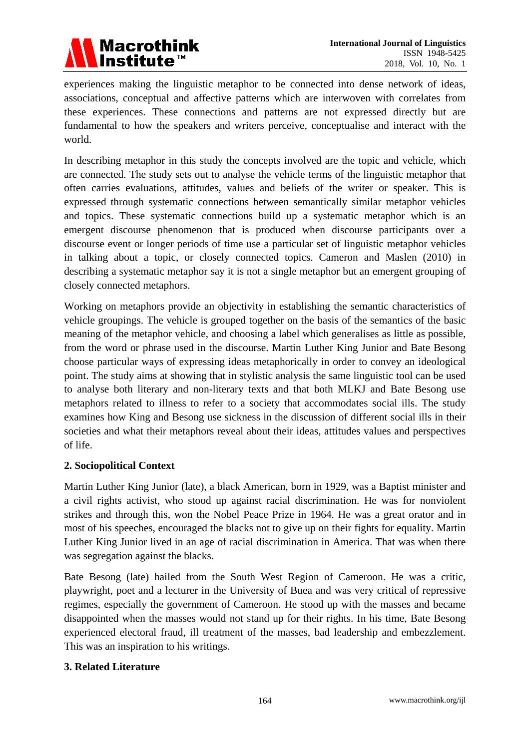experiences making the linguistic metaphor to be connected into dense network of ideas, associations, conceptual and affective patterns which are interwoven with correlates from these experiences. These connections and patterns are not expressed directly but are fundamental to how the speakers and writers perceive, conceptualise and interact with the world.

In describing metaphor in this study the concepts involved are the topic and vehicle, which are connected. The study sets out to analyse the vehicle terms of the linguistic metaphor that often carries evaluations, attitudes, values and beliefs of the writer or speaker. This is expressed through systematic connections between semantically similar metaphor vehicles and topics. These systematic connections build up a systematic metaphor which is an emergent discourse phenomenon that is produced when discourse participants over a discourse event or longer periods of time use a particular set of linguistic metaphor vehicles in talking about a topic, or closely connected topics. Cameron and Maslen (2010) in describing a systematic metaphor say it is not a single metaphor but an emergent grouping of closely connected metaphors.

Working on metaphors provide an objectivity in establishing the semantic characteristics of vehicle groupings. The vehicle is grouped together on the basis of the semantics of the basic meaning of the metaphor vehicle, and choosing a label which generalises as little as possible, from the word or phrase used in the discourse. Martin Luther King Junior and Bate Besong choose particular ways of expressing ideas metaphorically in order to convey an ideological point. The study aims at showing that in stylistic analysis the same linguistic tool can be used to analyse both literary and non-literary texts and that both MLKJ and Bate Besong use metaphors related to illness to refer to a society that accommodates social ills. The study examines how King and Besong use sickness in the discussion of different social ills in their societies and what their metaphors reveal about their ideas, attitudes values and perspectives of life.

## 2. Sociopolitical Context

Martin Luther King Junior (late), a black American, born in 1929, was a Baptist minister and a civil rights activist, who stood up against racial discrimination. He was for nonviolent strikes and through this, won the Nobel Peace Prize in 1964. He was a great orator and in most of his speeches, encouraged the blacks not to give up on their fights for equality. Martin Luther King Junior lived in an age of racial discrimination in America. That was when there was segregation against the blacks.

Bate Besong (late) hailed from the South West Region of Cameroon. He was a critic, playwright, poet and a lecturer in the University of Buea and was very critical of repressive regimes, especially the government of Cameroon. He stood up with the masses and became disappointed when the masses would not stand up for their rights. In his time, Bate Besong experienced electoral fraud, ill treatment of the masses, bad leadership and embezzlement. This was an inspiration to his writings.

## 3. Related Literature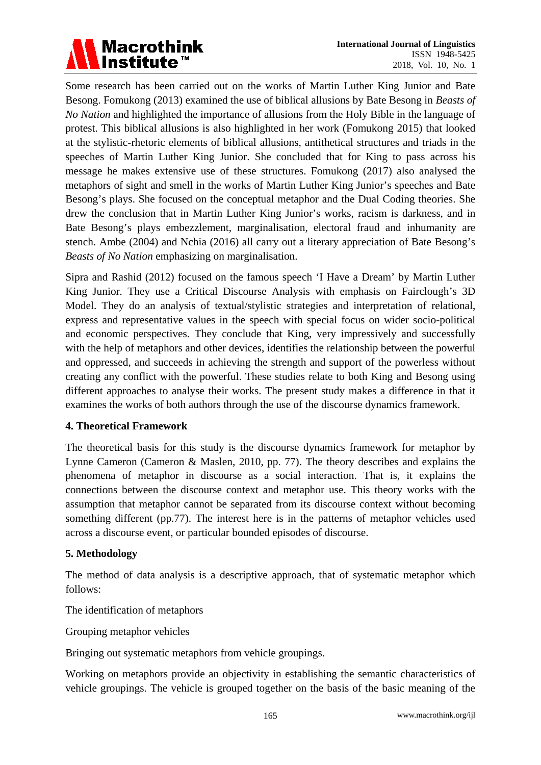Some research has been carried out on the works of Martin Luther King Junior and Bate Besong. Fomukong (2013) examined the use of biblical allusions by Bate Besong in *Beasts of No Nation* and highlighted the importance of allusions from the Holy Bible in the language of protest. This biblical allusions is also highlighted in her work (Fomukong 2015) that looked at the stylistic-rhetoric elements of biblical allusions, antithetical structures and triads in the speeches of Martin Luther King Junior. She concluded that for King to pass across his message he makes extensive use of these structures. Fomukong (2017) also analysed the metaphors of sight and smell in the works of Martin Luther King Junior's speeches and Bate Besong's plays. She focused on the conceptual metaphor and the Dual Coding theories. She drew the conclusion that in Martin Luther King Junior's works, racism is darkness, and in Bate Besong's plays embezzlement, marginalisation, electoral fraud and inhumanity are stench. Ambe (2004) and Nchia (2016) all carry out a literary appreciation of Bate Besong's *Beasts of No Nation* emphasizing on marginalisation.

Sipra and Rashid (2012) focused on the famous speech 'I Have a Dream' by Martin Luther King Junior. They use a Critical Discourse Analysis with emphasis on Fairclough's 3D Model. They do an analysis of textual/stylistic strategies and interpretation of relational, express and representative values in the speech with special focus on wider socio-political and economic perspectives. They conclude that King, very impressively and successfully with the help of metaphors and other devices, identifies the relationship between the powerful and oppressed, and succeeds in achieving the strength and support of the powerless without creating any conflict with the powerful. These studies relate to both King and Besong using different approaches to analyse their works. The present study makes a difference in that it examines the works of both authors through the use of the discourse dynamics framework.

## 4. Theoretical Framework

The theoretical basis for this study is the discourse dynamics framework for metaphor by Lynne Cameron (Cameron & Maslen, 2010, pp. 77). The theory describes and explains the phenomena of metaphor in discourse as a social interaction. That is, it explains the connections between the discourse context and metaphor use. This theory works with the assumption that metaphor cannot be separated from its discourse context without becoming something different (pp.77). The interest here is in the patterns of metaphor vehicles used across a discourse event, or particular bounded episodes of discourse.

## 5. Methodology

The method of data analysis is a descriptive approach, that of systematic metaphor which follows:

The identification of metaphors

Grouping metaphor vehicles

Bringing out systematic metaphors from vehicle groupings.

Working on metaphors provide an objectivity in establishing the semantic characteristics of vehicle groupings. The vehicle is grouped together on the basis of the basic meaning of the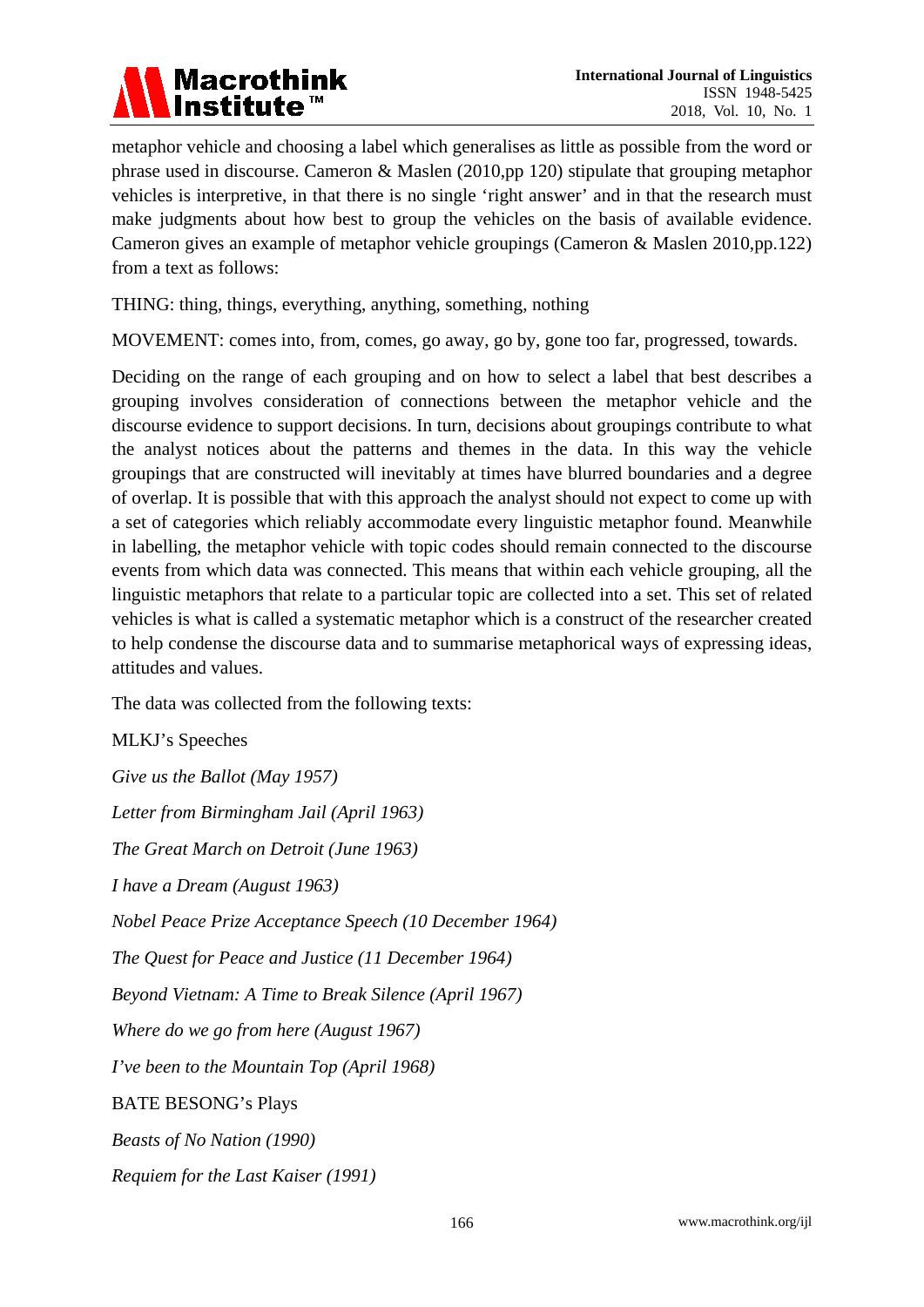metaphor vehicle and choosing a label which generalises as little as possible from the word or phrase used in discourse. Cameron & Maslen (2010,pp 120) stipulate that grouping metaphor vehicles is interpretive, in that there is no single 'right answer' and in that the research must make judgments about how best to group the vehicles on the basis of available evidence. Cameron gives an example of metaphor vehicle groupings (Cameron & Maslen 2010,pp.122) from a text as follows:

THING: thing, things, everything, anything, something, nothing

MOVEMENT: comes into, from, comes, go away, go by, gone too far, progressed, towards.

Deciding on the range of each grouping and on how to select a label that best describes a grouping involves consideration of connections between the metaphor vehicle and the discourse evidence to support decisions. In turn, decisions about groupings contribute to what the analyst notices about the patterns and themes in the data. In this way the vehicle groupings that are constructed will inevitably at times have blurred boundaries and a degree of overlap. It is possible that with this approach the analyst should not expect to come up with a set of categories which reliably accommodate every linguistic metaphor found. Meanwhile in labelling, the metaphor vehicle with topic codes should remain connected to the discourse events from which data was connected. This means that within each vehicle grouping, all the linguistic metaphors that relate to a particular topic are collected into a set. This set of related vehicles is what is called a systematic metaphor which is a construct of the researcher created to help condense the discourse data and to summarise metaphorical ways of expressing ideas, attitudes and values.

The data was collected from the following texts:

MLKJ's Speeches

*Give us the Ballot (May 1957)*

*Letter from Birmingham Jail (April 1963)*

*The Great March on Detroit (June 1963)*

*I have a Dream (August 1963)*

*Nobel Peace Prize Acceptance Speech (10 December 1964)*

*The Quest for Peace and Justice (11 December 1964)*

*Beyond Vietnam: A Time to Break Silence (April 1967)*

*Where do we go from here (August 1967)*

*I've been to the Mountain Top (April 1968)*

BATE BESONG's Plays

*Beasts of No Nation (1990)*

*Requiem for the Last Kaiser (1991)*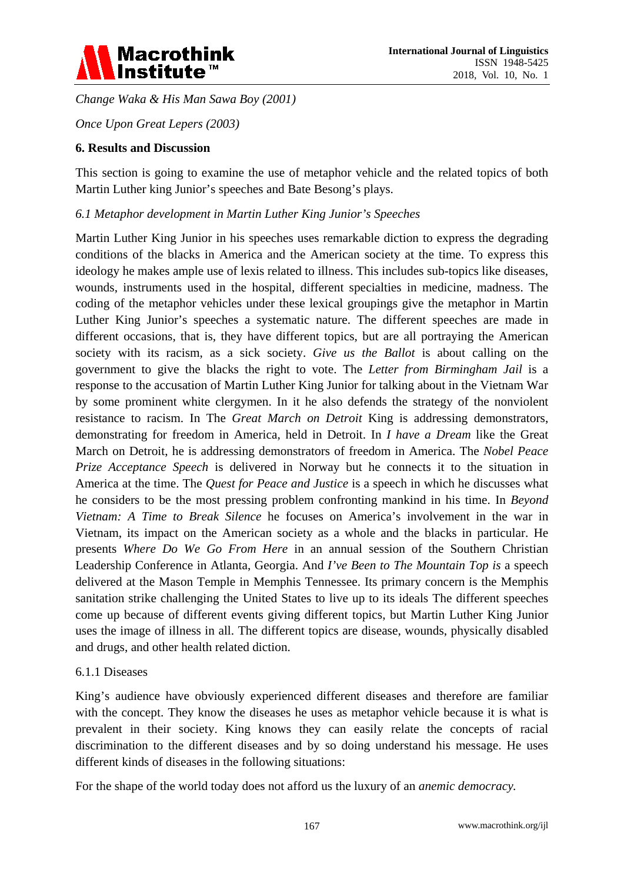*Change Waka & His Man Sawa Boy (2001)*

*Once Upon Great Lepers (2003)*

## 6. Results and Discussion

This section is going to examine the use of metaphor vehicle and the related topics of both Martin Luther king Junior's speeches and Bate Besong's plays.

### *6.1 Metaphor development in Martin Luther King Junior's Speeches*

Martin Luther King Junior in his speeches uses remarkable diction to express the degrading conditions of the blacks in America and the American society at the time. To express this ideology he makes ample use of lexis related to illness. This includes sub-topics like diseases, wounds, instruments used in the hospital, different specialties in medicine, madness. The coding of the metaphor vehicles under these lexical groupings give the metaphor in Martin Luther King Junior's speeches a systematic nature. The different speeches are made in different occasions, that is, they have different topics, but are all portraying the American society with its racism, as a sick society. *Give us the Ballot* is about calling on the government to give the blacks the right to vote. The *Letter from Birmingham Jail* is a response to the accusation of Martin Luther King Junior for talking about in the Vietnam War by some prominent white clergymen. In it he also defends the strategy of the nonviolent resistance to racism. In The *Great March on Detroit* King is addressing demonstrators, demonstrating for freedom in America, held in Detroit. In *I have a Dream* like the Great March on Detroit, he is addressing demonstrators of freedom in America. The *Nobel Peace Prize Acceptance Speech* is delivered in Norway but he connects it to the situation in America at the time. The *Quest for Peace and Justice* is a speech in which he discusses what he considers to be the most pressing problem confronting mankind in his time. In *Beyond Vietnam: A Time to Break Silence* he focuses on America's involvement in the war in Vietnam, its impact on the American society as a whole and the blacks in particular. He presents *Where Do We Go From Here* in an annual session of the Southern Christian Leadership Conference in Atlanta, Georgia. And *I've Been to The Mountain Top is* a speech delivered at the Mason Temple in Memphis Tennessee. Its primary concern is the Memphis sanitation strike challenging the United States to live up to its ideals The different speeches come up because of different events giving different topics, but Martin Luther King Junior uses the image of illness in all. The different topics are disease, wounds, physically disabled and drugs, and other health related diction.

#### 6.1.1 Diseases

King's audience have obviously experienced different diseases and therefore are familiar with the concept. They know the diseases he uses as metaphor vehicle because it is what is prevalent in their society. King knows they can easily relate the concepts of racial discrimination to the different diseases and by so doing understand his message. He uses different kinds of diseases in the following situations:

For the shape of the world today does not afford us the luxury of an *anemic democracy.*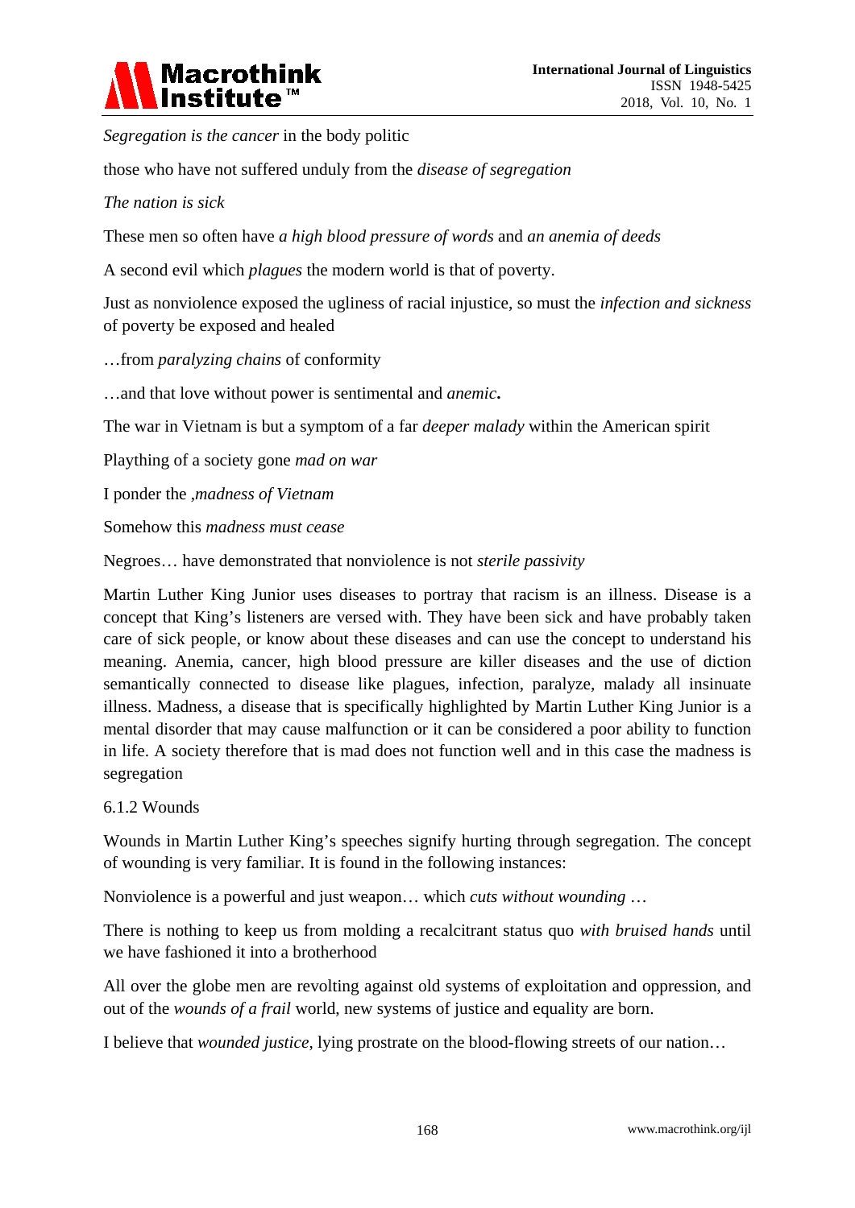*Segregation is the cancer* in the body politic

those who have not suffered unduly from the *disease of segregation*

*The nation is sick*

These men so often have *a high blood pressure of words* and *an anemia of deeds*

A second evil which *plagues* the modern world is that of poverty.

Just as nonviolence exposed the ugliness of racial injustice, so must the *infection and sickness* of poverty be exposed and healed

…from *paralyzing chains* of conformity

…and that love without power is sentimental and *anemic***.**

The war in Vietnam is but a symptom of a far *deeper malady* within the American spirit

Playthings of a society gone *mad on war*

I ponder the *,madness of Vietnam*

Somehow this *madness must cease*

Negroes… have demonstrated that nonviolence is not *sterile passivity*

Martin Luther King Junior uses diseases to portray that racism is an illness. Disease is a concept that King's listeners are versed with. They have been sick and have probably taken care of sick people, or know about these diseases and can use the concept to understand his meaning. Anemia, cancer, high blood pressure are killer diseases and the use of diction semantically connected to disease like plagues, infection, paralyze, malady all insinuate illness. Madness, a disease that is specifically highlighted by Martin Luther King Junior is a mental disorder that may cause malfunction or it can be considered a poor ability to function in life. A society therefore that is mad does not function well and in this case the madness is segregation

6.1.2 Wounds

Wounds in Martin Luther King's speeches signify hurting through segregation. The concept of wounding is very familiar. It is found in the following instances:

Nonviolence is a powerful and just weapon… which *cuts without wounding* …

There is nothing to keep us from molding a recalcitrant status quo *with bruised hands* until we have fashioned it into a brotherhood

All over the globe men are revolting against old systems of exploitation and oppression, and out of the *wounds of a frail* world, new systems of justice and equality are born.

I believe that *wounded justice*, lying prostrate on the blood-flowing streets of our nation…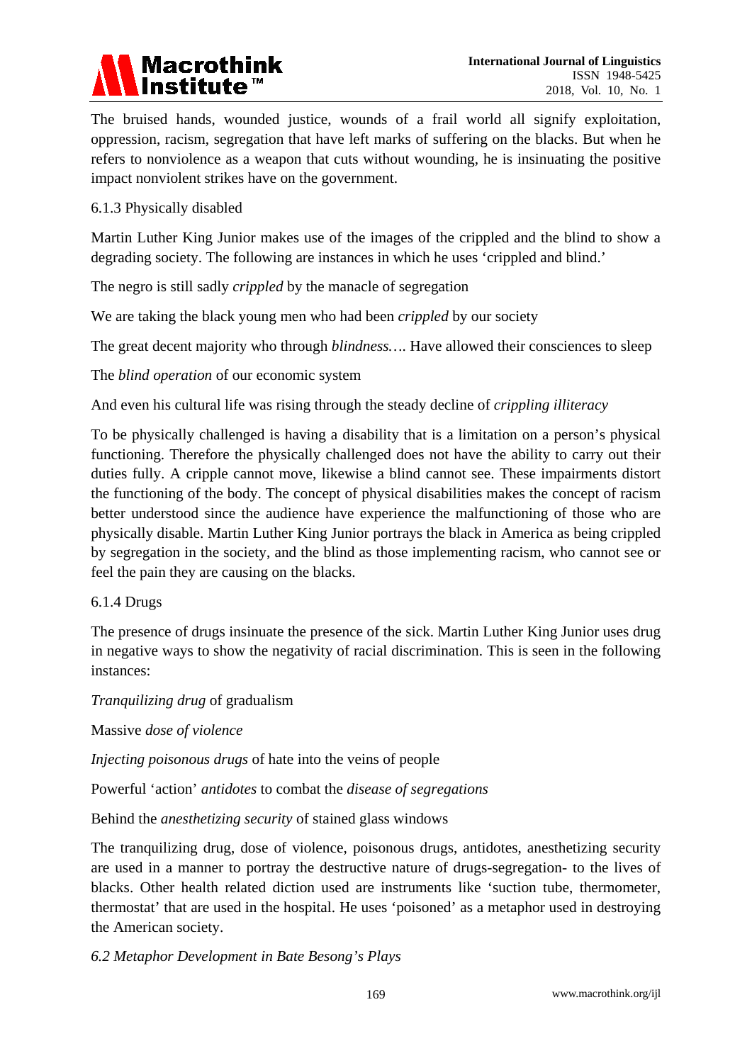The bruised hands, wounded justice, wounds of a frail world all signify exploitation, oppression, racism, segregation that have left marks of suffering on the blacks. But when he refers to nonviolence as a weapon that cuts without wounding, he is insinuating the positive impact nonviolent strikes have on the government.

#### 6.1.3 Physically disabled

Martin Luther King Junior makes use of the images of the crippled and the blind to show a degrading society. The following are instances in which he uses 'crippled and blind.'

The negro is still sadly *crippled* by the manacle of segregation

We are taking the black young men who had been *crippled* by our society

The great decent majority who through *blindness….* Have allowed their consciences to sleep

The *blind operation* of our economic system

And even his cultural life was rising through the steady decline of *crippling illiteracy*

To be physically challenged is having a disability that is a limitation on a person's physical functioning. Therefore the physically challenged does not have the ability to carry out their duties fully. A cripple cannot move, likewise a blind cannot see. These impairments distort the functioning of the body. The concept of physical disabilities makes the concept of racism better understood since the audience have experience the malfunctioning of those who are physically disable. Martin Luther King Junior portrays the black in America as being crippled by segregation in the society, and the blind as those implementing racism, who cannot see or feel the pain they are causing on the blacks.

#### 6.1.4 Drugs

The presence of drugs insinuate the presence of the sick. Martin Luther King Junior uses drug in negative ways to show the negativity of racial discrimination. This is seen in the following instances:

*Tranquilizing drug* of gradualism

Massive *dose of violence*

*Injecting poisonous drugs* of hate into the veins of people

Powerful 'action' *antidotes* to combat the *disease of segregations*

Behind the *anesthetizing security* of stained glass windows

The tranquilizing drug, dose of violence, poisonous drugs, antidotes, anesthetizing security are used in a manner to portray the destructive nature of drugs-segregation- to the lives of blacks. Other health related diction used are instruments like 'suction tube, thermometer, thermostat' that are used in the hospital. He uses 'poisoned' as a metaphor used in destroying the American society.

### *6.2 Metaphor Development in Bate Besong's Plays*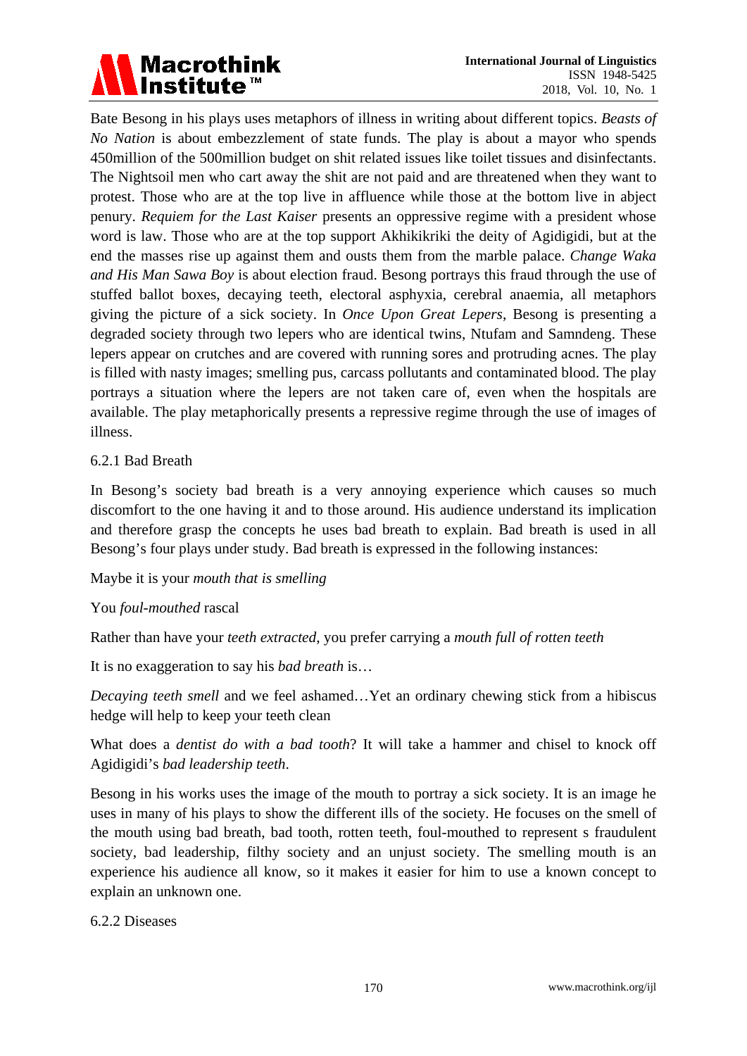Bate Besong in his plays uses metaphors of illness in writing about different topics. *Beasts of No Nation* is about embezzlement of state funds. The play is about a mayor who spends 450million of the 500million budget on shit related issues like toilet tissues and disinfectants. The Nightsoil men who cart away the shit are not paid and are threatened when they want to protest. Those who are at the top live in affluence while those at the bottom live in abject penury. *Requiem for the Last Kaiser* presents an oppressive regime with a president whose word is law. Those who are at the top support Akhikikriki the deity of Agidigidi, but at the end the masses rise up against them and ousts them from the marble palace. *Change Waka and His Man Sawa Boy* is about election fraud. Besong portrays this fraud through the use of stuffed ballot boxes, decaying teeth, electoral asphyxia, cerebral anaemia, all metaphors giving the picture of a sick society. In *Once Upon Great Lepers*, Besong is presenting a degraded society through two lepers who are identical twins, Ntufam and Samndeng. These lepers appear on crutches and are covered with running sores and protruding acnes. The play is filled with nasty images; smelling pus, carcass pollutants and contaminated blood. The play portrays a situation where the lepers are not taken care of, even when the hospitals are available. The play metaphorically presents a repressive regime through the use of images of illness.

#### 6.2.1 Bad Breath

In Besong's society bad breath is a very annoying experience which causes so much discomfort to the one having it and to those around. His audience understand its implication and therefore grasp the concepts he uses bad breath to explain. Bad breath is used in all Besong's four plays under study. Bad breath is expressed in the following instances:

Maybe it is your *mouth that is smelling*

You *foul-mouthed* rascal

Rather than have your *teeth extracted*, you prefer carrying a *mouth full of rotten teeth*

It is no exaggeration to say his *bad breath* is…

*Decaying teeth smell* and we feel ashamed…Yet an ordinary chewing stick from a hibiscus hedge will help to keep your teeth clean

What does a *dentist do with a bad tooth*? It will take a hammer and chisel to knock off Agidigidi's *bad leadership teeth*.

Besong in his works uses the image of the mouth to portray a sick society. It is an image he uses in many of his plays to show the different ills of the society. He focuses on the smell of the mouth using bad breath, bad tooth, rotten teeth, foul-mouthed to represent s fraudulent society, bad leadership, filthy society and an unjust society. The smelling mouth is an experience his audience all know, so it makes it easier for him to use a known concept to explain an unknown one.

#### 6.2.2 Diseases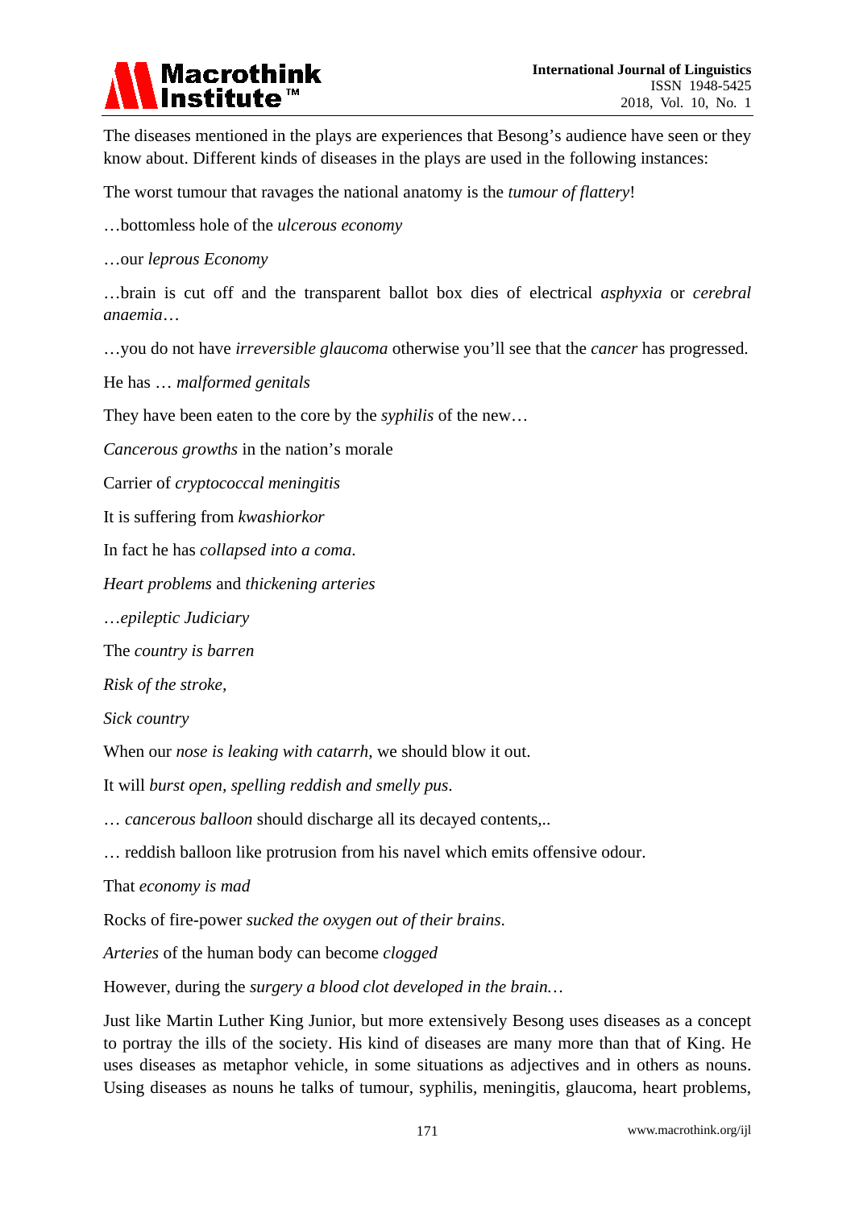The diseases mentioned in the plays are experiences that Besong's audience have seen or they know about. Different kinds of diseases in the plays are used in the following instances:

The worst tumour that ravages the national anatomy is the *tumour of flattery*!

…bottomless hole of the *ulcerous economy*

…our *leprous Economy*

…brain is cut off and the transparent ballot box dies of electrical *asphyxia* or *cerebral anaemia*…

…you do not have *irreversible glaucoma* otherwise you'll see that the *cancer* has progressed.

He has … *malformed genitals*

They have been eaten to the core by the *syphilis* of the new…

*Cancerous growths* in the nation's morale

Carrier of *cryptococcal meningitis*

It is suffering from *kwashiorkor*

In fact he has *collapsed into a coma*.

*Heart problems* and *thickening arteries*

…*epileptic Judiciary*

The *country is barren*

*Risk of the stroke,*

*Sick country*

When our *nose is leaking with catarrh*, we should blow it out.

It will *burst open, spelling reddish and smelly pus*.

… *cancerous balloon* should discharge all its decayed contents,..

… reddish balloon like protrusion from his navel which emits offensive odour.

That *economy is mad*

Rocks of fire-power *sucked the oxygen out of their brains*.

*Arteries* of the human body can become *clogged*

However, during the *surgery a blood clot developed in the brain…*

Just like Martin Luther King Junior, but more extensively Besong uses diseases as a concept to portray the ills of the society. His kind of diseases are many more than that of King. He uses diseases as metaphor vehicle, in some situations as adjectives and in others as nouns. Using diseases as nouns he talks of tumour, syphilis, meningitis, glaucoma, heart problems,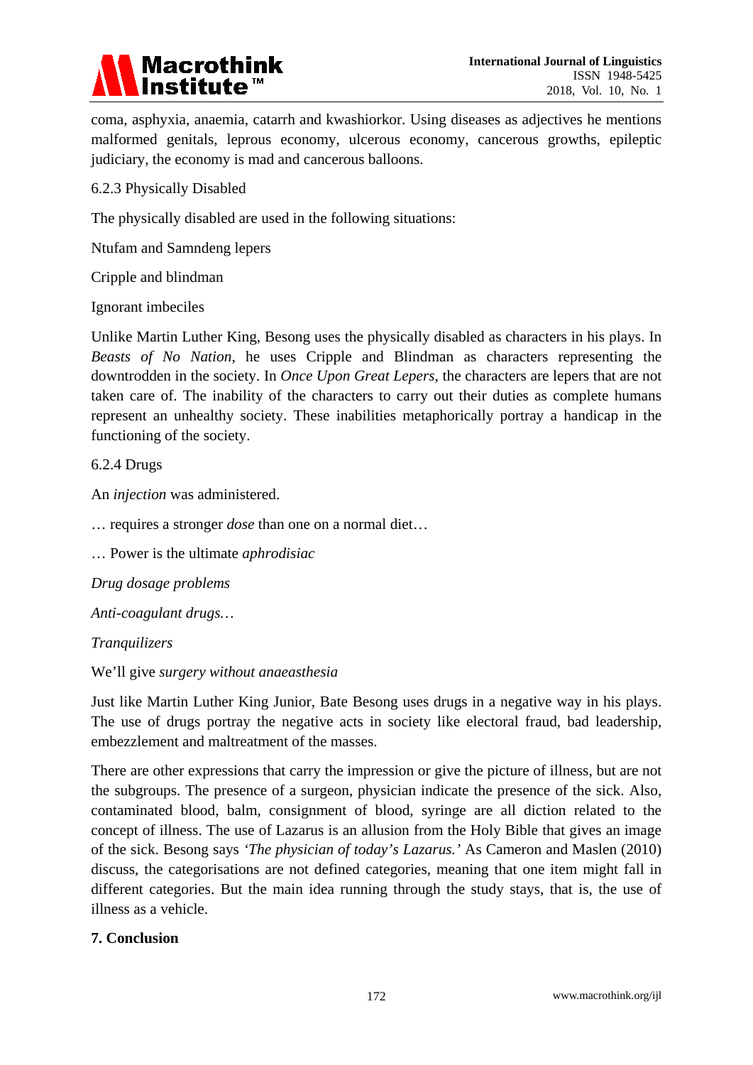coma, asphyxia, anaemia, catarrh and kwashiorkor. Using diseases as adjectives he mentions malformed genitals, leprous economy, ulcerous economy, cancerous growths, epileptic judiciary, the economy is mad and cancerous balloons.

6.2.3 Physically Disabled

The physically disabled are used in the following situations:

Ntufam and Samndeng lepers

Cripple and blindman

Ignorant imbeciles

Unlike Martin Luther King, Besong uses the physically disabled as characters in his plays. In *Beasts of No Nation*, he uses Cripple and Blindman as characters representing the downtrodden in the society. In *Once Upon Great Lepers*, the characters are lepers that are not taken care of. The inability of the characters to carry out their duties as complete humans represent an unhealthy society. These inabilities metaphorically portray a handicap in the functioning of the society.

6.2.4 Drugs

An *injection* was administered.

… requires a stronger *dose* than one on a normal diet…

… Power is the ultimate *aphrodisiac*

*Drug dosage problems*

*Anti-coagulant drugs…*

*Tranquilizers*

We'll give *surgery without anaeasthesia*

Just like Martin Luther King Junior, Bate Besong uses drugs in a negative way in his plays. The use of drugs portray the negative acts in society like electoral fraud, bad leadership, embezzlement and maltreatment of the masses.

There are other expressions that carry the impression or give the picture of illness, but are not the subgroups. The presence of a surgeon, physician indicate the presence of the sick. Also, contaminated blood, balm, consignment of blood, syringe are all diction related to the concept of illness. The use of Lazarus is an allusion from the Holy Bible that gives an image of the sick. Besong says *'The physician of today's Lazarus.'* As Cameron and Maslen (2010) discuss, the categorisations are not defined categories, meaning that one item might fall in different categories. But the main idea running through the study stays, that is, the use of illness as a vehicle.

## 7. Conclusion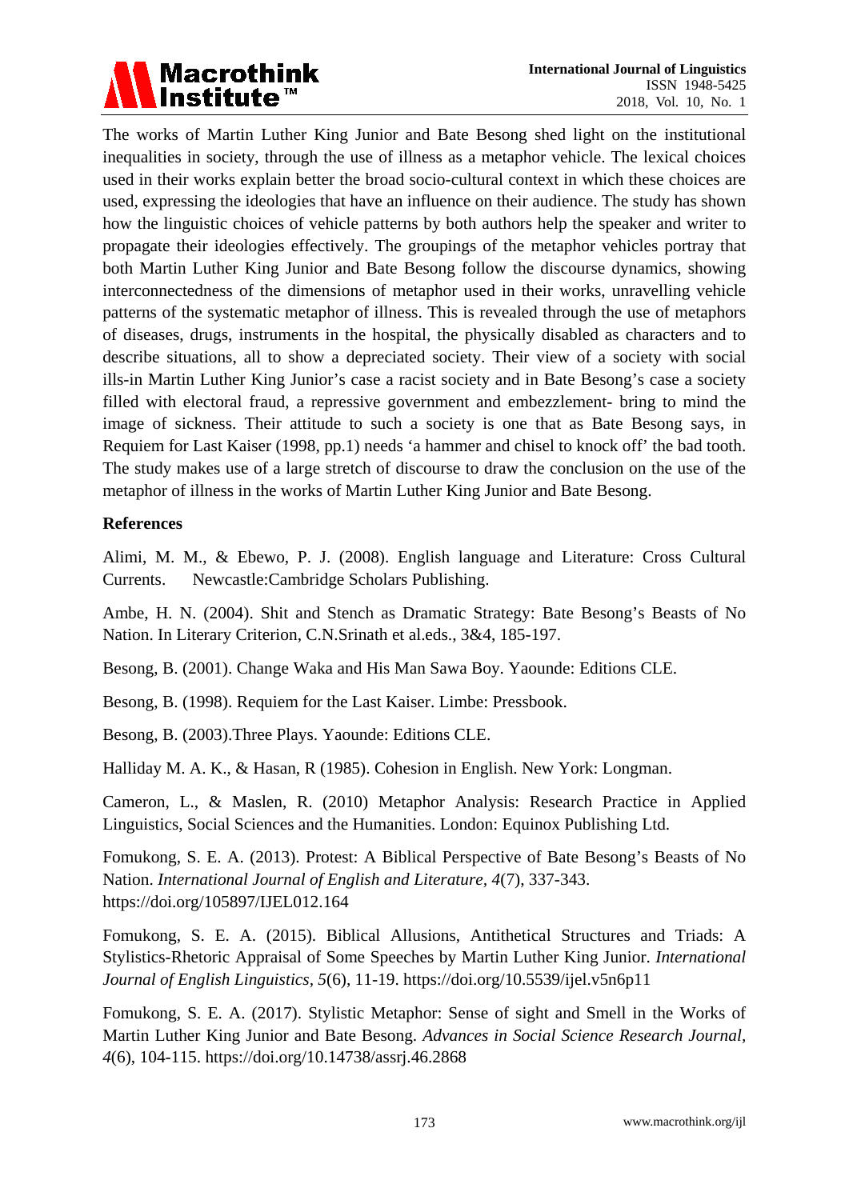The works of Martin Luther King Junior and Bate Besong shed light on the institutional inequalities in society, through the use of illness as a metaphor vehicle. The lexical choices used in their works explain better the broad socio-cultural context in which these choices are used, expressing the ideologies that have an influence on their audience. The study has shown how the linguistic choices of vehicle patterns by both authors help the speaker and writer to propagate their ideologies effectively. The groupings of the metaphor vehicles portray that both Martin Luther King Junior and Bate Besong follow the discourse dynamics, showing interconnectedness of the dimensions of metaphor used in their works, unravelling vehicle patterns of the systematic metaphor of illness. This is revealed through the use of metaphors of diseases, drugs, instruments in the hospital, the physically disabled as characters and to describe situations, all to show a depreciated society. Their view of a society with social ills-in Martin Luther King Junior's case a racist society and in Bate Besong's case a society filled with electoral fraud, a repressive government and embezzlement- bring to mind the image of sickness. Their attitude to such a society is one that as Bate Besong says, in Requiem for Last Kaiser (1998, pp.1) needs 'a hammer and chisel to knock off' the bad tooth. The study makes use of a large stretch of discourse to draw the conclusion on the use of the metaphor of illness in the works of Martin Luther King Junior and Bate Besong.

## References

Alimi, M. M., & Ebewo, P. J. (2008). English language and Literature: Cross Cultural Currents. Newcastle:Cambridge Scholars Publishing.

Ambe, H. N. (2004). Shit and Stench as Dramatic Strategy: Bate Besong's Beasts of No Nation. In Literary Criterion, C.N.Srinath et al.eds., 3&4, 185-197.

Besong, B. (2001). Change Waka and His Man Sawa Boy. Yaounde: Editions CLE.

Besong, B. (1998). Requiem for the Last Kaiser. Limbe: Pressbook.

Besong, B. (2003).Three Plays. Yaounde: Editions CLE.

Halliday M. A. K., & Hasan, R (1985). Cohesion in English. New York: Longman.

Cameron, L., & Maslen, R. (2010) Metaphor Analysis: Research Practice in Applied Linguistics, Social Sciences and the Humanities. London: Equinox Publishing Ltd.

Fomukong, S. E. A. (2013). Protest: A Biblical Perspective of Bate Besong's Beasts of No Nation. *International Journal of English and Literature, 4*(7), 337-343. https://doi.org/105897/IJEL012.164

Fomukong, S. E. A. (2015). Biblical Allusions, Antithetical Structures and Triads: A Stylistics-Rhetoric Appraisal of Some Speeches by Martin Luther King Junior. *International Journal of English Linguistics, 5*(6), 11-19. https://doi.org/10.5539/ijel.v5n6p11

Fomukong, S. E. A. (2017). Stylistic Metaphor: Sense of sight and Smell in the Works of Martin Luther King Junior and Bate Besong. *Advances in Social Science Research Journal, 4*(6), 104-115. https://doi.org/10.14738/assrj.46.2868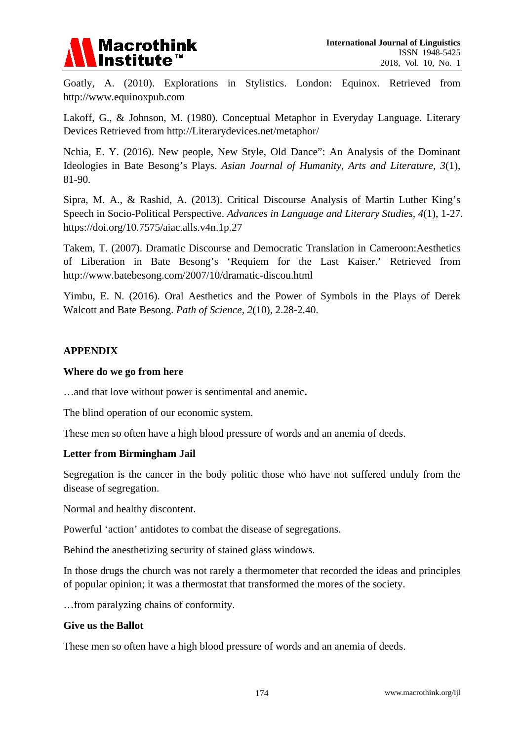Goatly, A. (2010). Explorations in Stylistics. London: Equinox. Retrieved from http://www.equinoxpub.com

Lakoff, G., & Johnson, M. (1980). Conceptual Metaphor in Everyday Language. Literary Devices Retrieved from http://Literarydevices.net/metaphor/

Nchia, E. Y. (2016). New people, New Style, Old Dance": An Analysis of the Dominant Ideologies in Bate Besong's Plays. *Asian Journal of Humanity, Arts and Literature, 3*(1), 81-90.

Sipra, M. A., & Rashid, A. (2013). Critical Discourse Analysis of Martin Luther King's Speech in Socio-Political Perspective. *Advances in Language and Literary Studies, 4*(1), 1-27. https://doi.org/10.7575/aiac.alls.v4n.1p.27

Takem, T. (2007). Dramatic Discourse and Democratic Translation in Cameroon:Aesthetics of Liberation in Bate Besong's 'Requiem for the Last Kaiser.' Retrieved from http://www.batebesong.com/2007/10/dramatic-discou.html

Yimbu, E. N. (2016). Oral Aesthetics and the Power of Symbols in the Plays of Derek Walcott and Bate Besong. *Path of Science, 2*(10), 2.28-2.40.

## APPENDIX

### Where do we go from here

…and that love without power is sentimental and anemic**.**

The blind operation of our economic system.

These men so often have a high blood pressure of words and an anemia of deeds.

### Letter from Birmingham Jail

Segregation is the cancer in the body politic those who have not suffered unduly from the disease of segregation.

Normal and healthy discontent.

Powerful 'action' antidotes to combat the disease of segregations.

Behind the anesthetizing security of stained glass windows.

In those drugs the church was not rarely a thermometer that recorded the ideas and principles of popular opinion; it was a thermostat that transformed the mores of the society.

…from paralyzing chains of conformity.

### Give us the Ballot

These men so often have a high blood pressure of words and an anemia of deeds.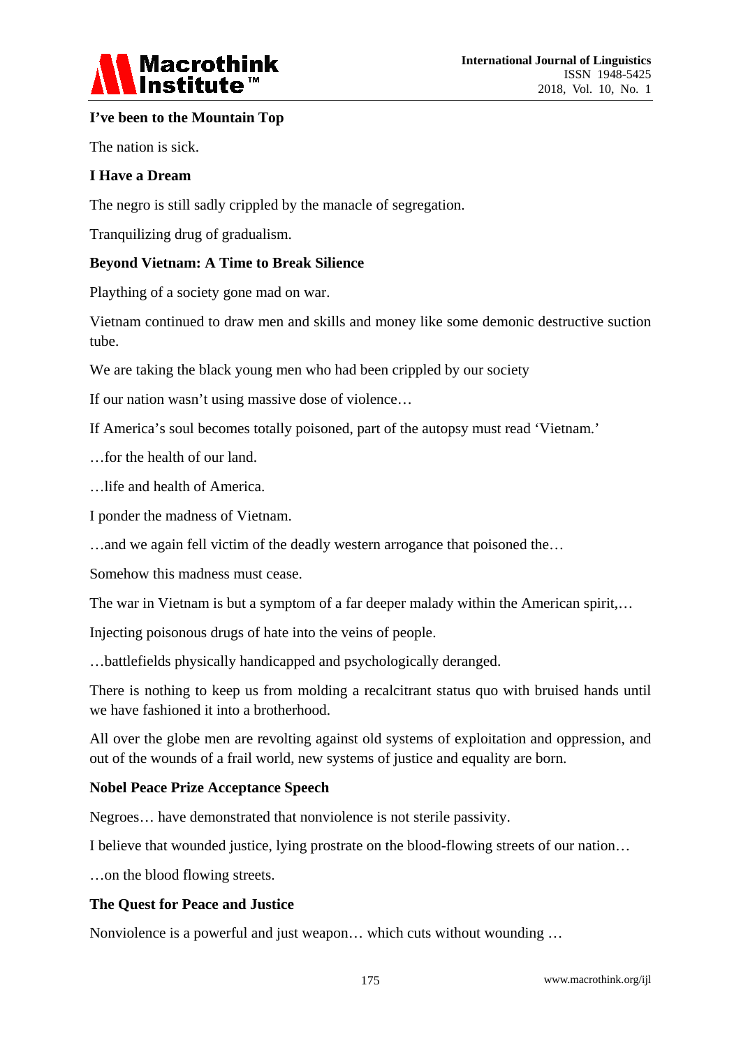**I've been to the Mountain Top**

The nation is sick.

**I Have a Dream**

The negro is still sadly crippled by the manacle of segregation.

Tranquilizing drug of gradualism.

**Beyond Vietnam: A Time to Break Silience**

Plaything of a society gone mad on war.

Vietnam continued to draw men and skills and money like some demonic destructive suction tube.

We are taking the black young men who had been crippled by our society

If our nation wasn't using massive dose of violence…

If America's soul becomes totally poisoned, part of the autopsy must read 'Vietnam.'

…for the health of our land.

…life and health of America.

I ponder the madness of Vietnam.

…and we again fell victim of the deadly western arrogance that poisoned the…

Somehow this madness must cease.

The war in Vietnam is but a symptom of a far deeper malady within the American spirit,…

Injecting poisonous drugs of hate into the veins of people.

…battlefields physically handicapped and psychologically deranged.

There is nothing to keep us from molding a recalcitrant status quo with bruised hands until we have fashioned it into a brotherhood.

All over the globe men are revolting against old systems of exploitation and oppression, and out of the wounds of a frail world, new systems of justice and equality are born.

**Nobel Peace Prize Acceptance Speech**

Negroes… have demonstrated that nonviolence is not sterile passivity.

I believe that wounded justice, lying prostrate on the blood-flowing streets of our nation…

…on the blood flowing streets.

**The Quest for Peace and Justice**

Nonviolence is a powerful and just weapon… which cuts without wounding …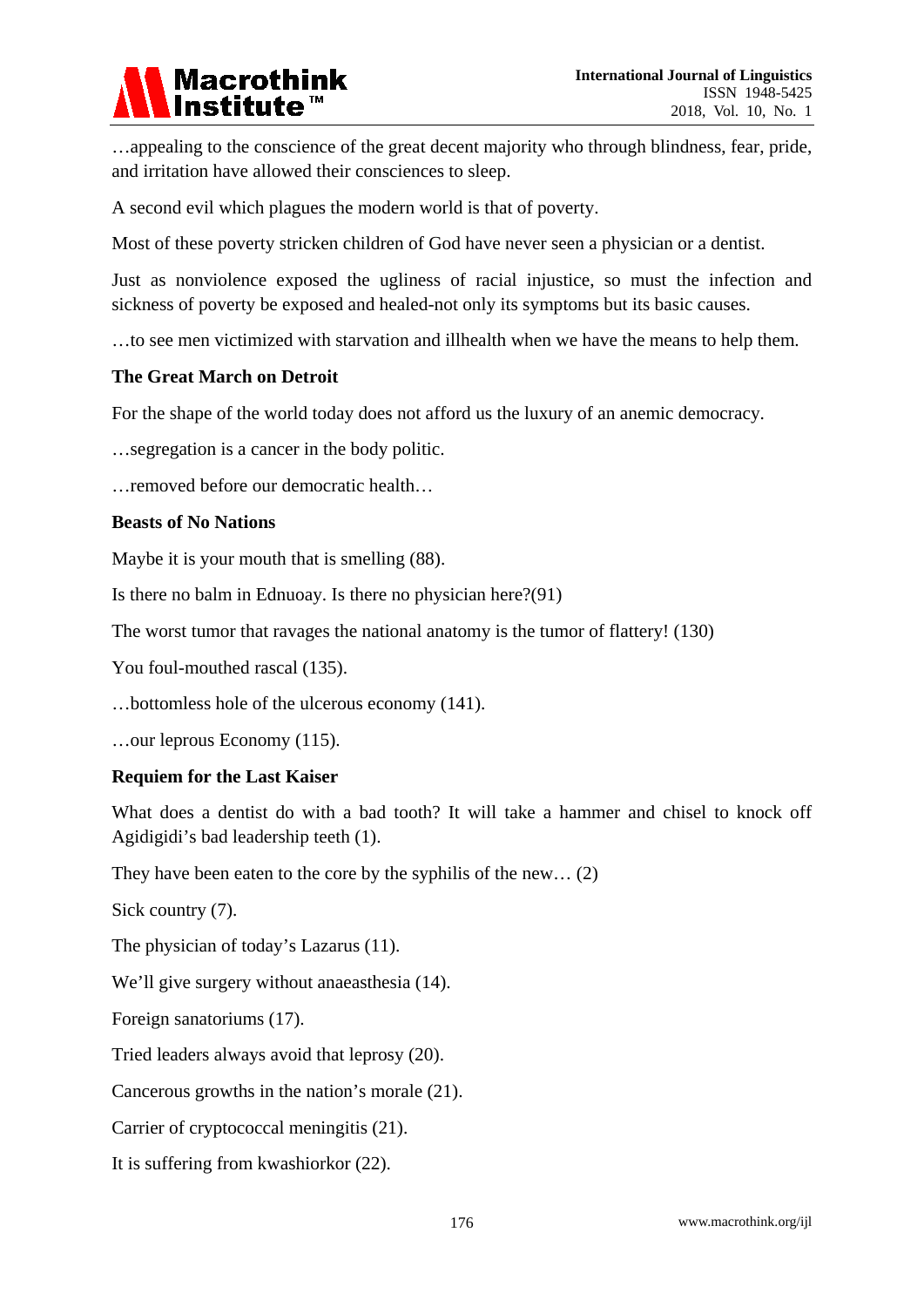…appealing to the conscience of the great decent majority who through blindness, fear, pride, and irritation have allowed their consciences to sleep.

A second evil which plagues the modern world is that of poverty.

Most of these poverty stricken children of God have never seen a physician or a dentist.

Just as nonviolence exposed the ugliness of racial injustice, so must the infection and sickness of poverty be exposed and healed-not only its symptoms but its basic causes.

…to see men victimized with starvation and illhealth when we have the means to help them.

**The Great March on Detroit**

For the shape of the world today does not afford us the luxury of an anemic democracy.

…segregation is a cancer in the body politic.

…removed before our democratic health…

**Beasts of No Nations**

Maybe it is your mouth that is smelling (88).

Is there no balm in Ednuoay. Is there no physician here?(91)

The worst tumor that ravages the national anatomy is the tumor of flattery! (130)

You foul-mouthed rascal (135).

…bottomless hole of the ulcerous economy (141).

…our leprous Economy (115).

**Requiem for the Last Kaiser**

What does a dentist do with a bad tooth? It will take a hammer and chisel to knock off Agidigidi's bad leadership teeth (1).

They have been eaten to the core by the syphilis of the new… (2)

Sick country (7).

The physician of today's Lazarus (11).

We'll give surgery without anaeasthesia (14).

Foreign sanatoriums (17).

Tried leaders always avoid that leprosy (20).

Cancerous growths in the nation's morale (21).

Carrier of cryptococcal meningitis (21).

It is suffering from kwashiorkor (22).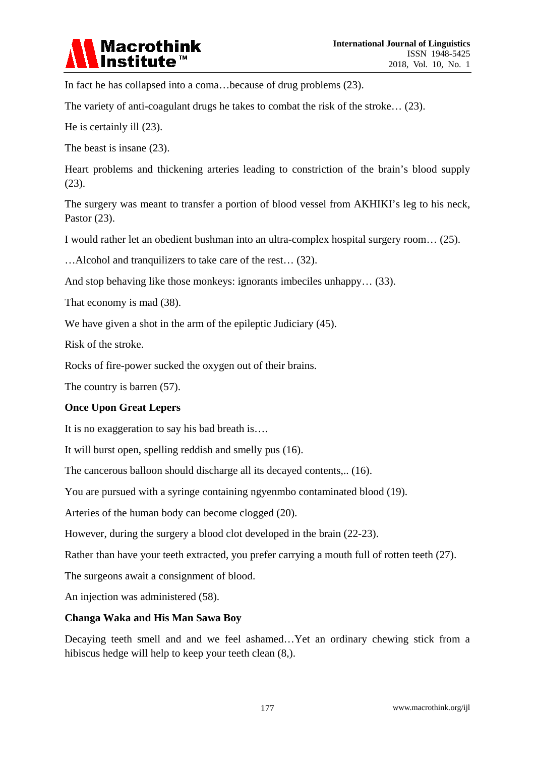In fact he has collapsed into a coma…because of drug problems (23).

The variety of anti-coagulant drugs he takes to combat the risk of the stroke… (23).

He is certainly ill (23).

The beast is insane (23).

Heart problems and thickening arteries leading to constriction of the brain's blood supply (23).

The surgery was meant to transfer a portion of blood vessel from AKHIKI's leg to his neck, Pastor (23).

I would rather let an obedient bushman into an ultra-complex hospital surgery room… (25).

…Alcohol and tranquilizers to take care of the rest… (32).

And stop behaving like those monkeys: ignorants imbeciles unhappy… (33).

That economy is mad (38).

We have given a shot in the arm of the epileptic Judiciary (45).

Risk of the stroke.

Rocks of fire-power sucked the oxygen out of their brains.

The country is barren (57).

**Once Upon Great Lepers**

It is no exaggeration to say his bad breath is….

It will burst open, spelling reddish and smelly pus (16).

The cancerous balloon should discharge all its decayed contents,.. (16).

You are pursued with a syringe containing ngyenmbo contaminated blood (19).

Arteries of the human body can become clogged (20).

However, during the surgery a blood clot developed in the brain (22-23).

Rather than have your teeth extracted, you prefer carrying a mouth full of rotten teeth (27).

The surgeons await a consignment of blood.

An injection was administered (58).

**Changa Waka and His Man Sawa Boy**

Decaying teeth smell and and we feel ashamed…Yet an ordinary chewing stick from a hibiscus hedge will help to keep your teeth clean (8,).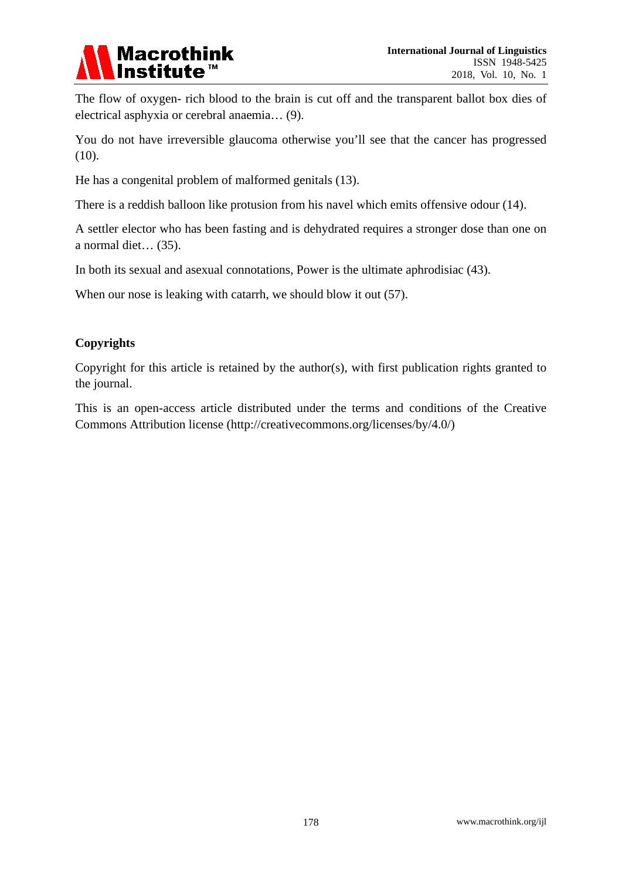The flow of oxygen- rich blood to the brain is cut off and the transparent ballot box dies of electrical asphyxia or cerebral anaemia… (9).

You do not have irreversible glaucoma otherwise you'll see that the cancer has progressed (10).

He has a congenital problem of malformed genitals (13).

There is a reddish balloon like protusion from his navel which emits offensive odour (14).

A settler elector who has been fasting and is dehydrated requires a stronger dose than one on a normal diet… (35).

In both its sexual and asexual connotations, Power is the ultimate aphrodisiac (43).

When our nose is leaking with catarrh, we should blow it out (57).

## Copyrights

Copyright for this article is retained by the author(s), with first publication rights granted to the journal.

This is an open-access article distributed under the terms and conditions of the Creative Commons Attribution license (http://creativecommons.org/licenses/by/4.0/)